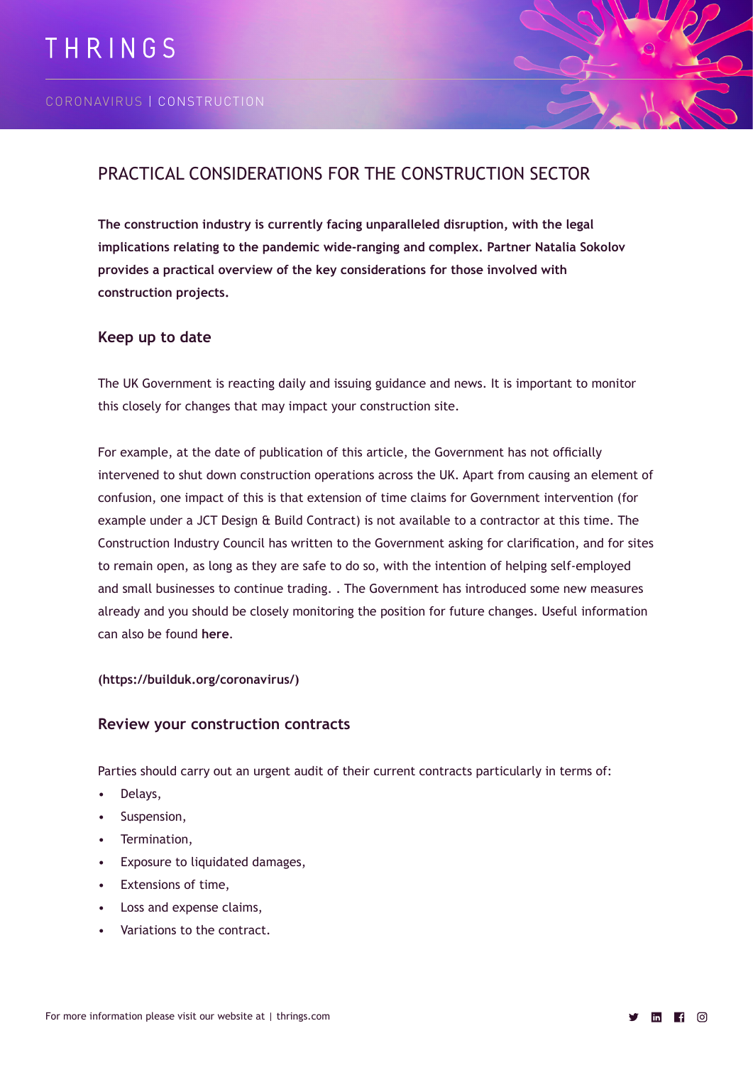THRINGS

CORONAVIRUS | CONSTRUCTION

# PRACTICAL CONSIDERATIONS FOR THE CONSTRUCTION SECTOR

**The construction industry is currently facing unparalleled disruption, with the legal implications relating to the pandemic wide-ranging and complex. Partner Natalia Sokolov provides a practical overview of the key considerations for those involved with construction projects.**

## Keep up to date

The UK Government is reacting daily and issuing guidance and news. It is important to monitor this closely for changes that may impact your construction site.

For example, at the date of publication of this article, the Government has not officially intervened to shut down construction operations across the UK. Apart from causing an element of confusion, one impact of this is that extension of time claims for Government intervention (for example under a JCT Design & Build Contract) is not available to a contractor at this time. The Construction Industry Council has written to the Government asking for clarification, and for sites to remain open, as long as they are safe to do so, with the intention of helping self-employed and small businesses to continue trading. . The Government has introduced some new measures already and you should be closely monitoring the position for future changes. Useful information can also be found **here**.

**(https://builduk.org/coronavirus/)**

## Review your construction contracts

Parties should carry out an urgent audit of their current contracts particularly in terms of:

- Delays,
- Suspension,
- Termination,
- Exposure to liquidated damages,
- Extensions of time,
- Loss and expense claims,
- Variations to the contract.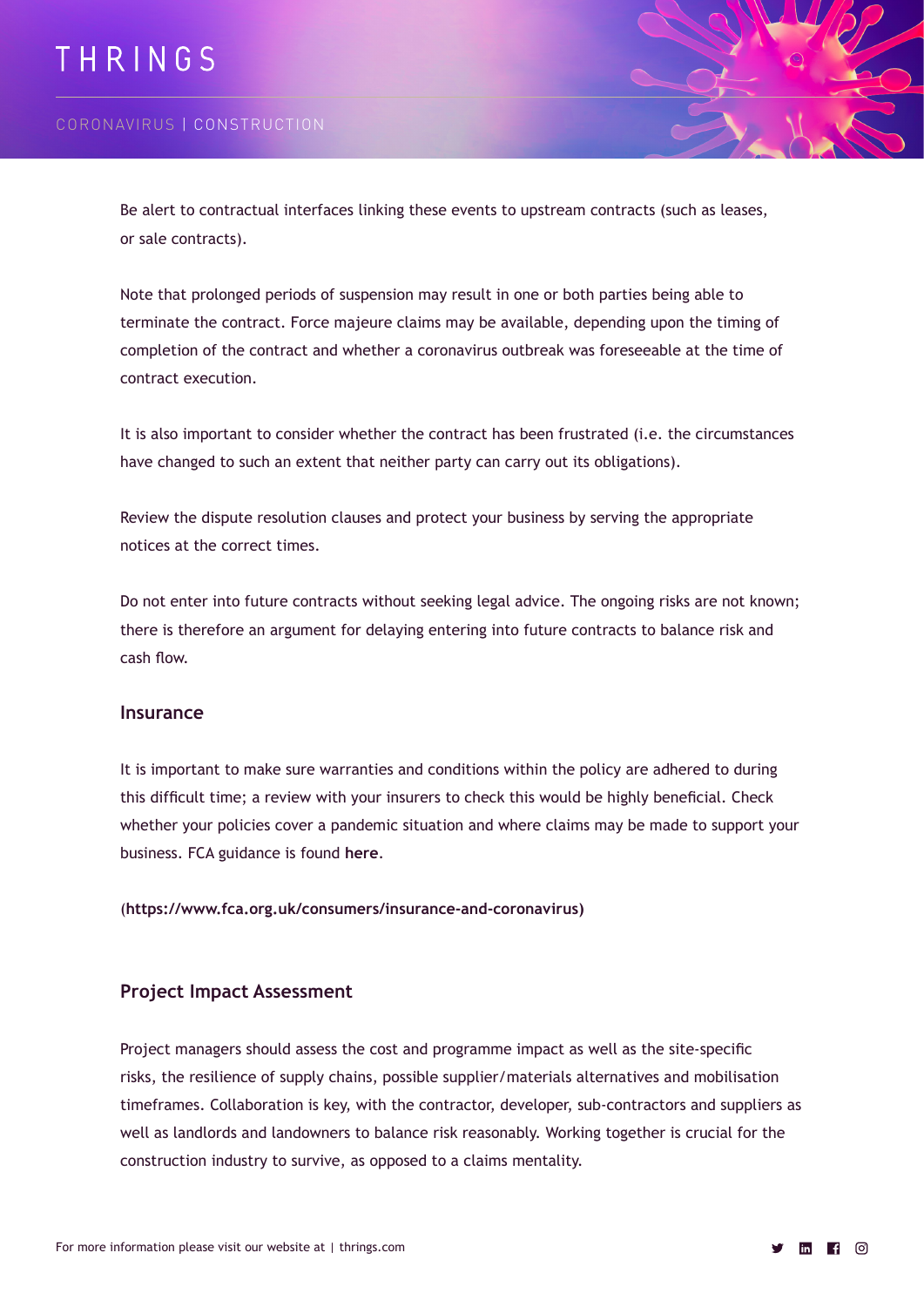Be alert to contractual interfaces linking these events to upstream contracts (such as leases, or sale contracts).

Note that prolonged periods of suspension may result in one or both parties being able to terminate the contract. Force majeure claims may be available, depending upon the timing of completion of the contract and whether a coronavirus outbreak was foreseeable at the time of contract execution.

It is also important to consider whether the contract has been frustrated (i.e. the circumstances have changed to such an extent that neither party can carry out its obligations).

Review the dispute resolution clauses and protect your business by serving the appropriate notices at the correct times.

Do not enter into future contracts without seeking legal advice. The ongoing risks are not known; there is therefore an argument for delaying entering into future contracts to balance risk and cash flow.

## Insurance

It is important to make sure warranties and conditions within the policy are adhered to during this difficult time; a review with your insurers to check this would be highly beneficial. Check whether your policies cover a pandemic situation and where claims may be made to support your business. FCA guidance is found **here**.

(**https://www.fca.org.uk/consumers/insurance-and-coronavirus)**

## Project Impact Assessment

Project managers should assess the cost and programme impact as well as the site-specific risks, the resilience of supply chains, possible supplier/materials alternatives and mobilisation timeframes. Collaboration is key, with the contractor, developer, sub-contractors and suppliers as well as landlords and landowners to balance risk reasonably. Working together is crucial for the construction industry to survive, as opposed to a claims mentality.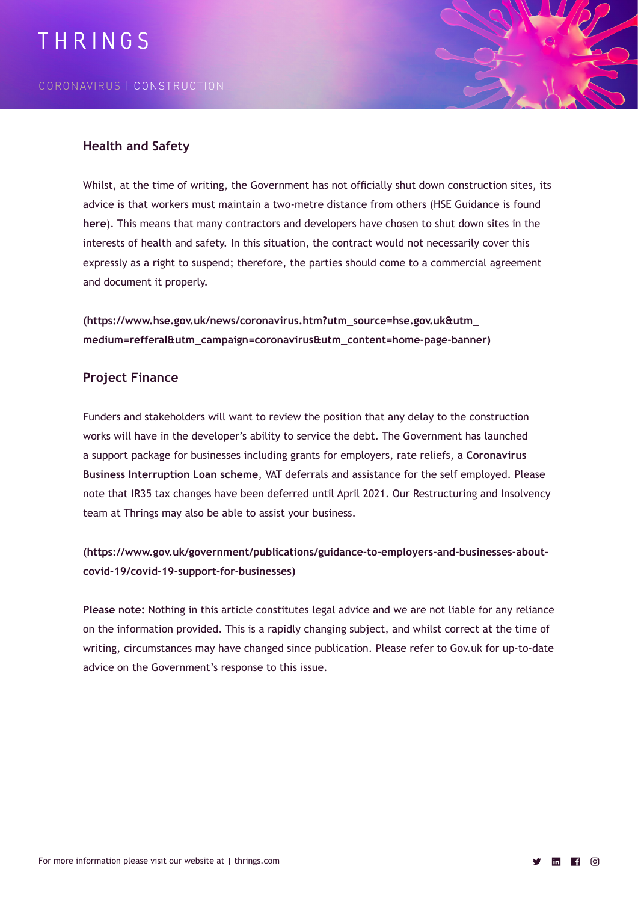## Health and Safety

Whilst, at the time of writing, the Government has not officially shut down construction sites, its advice is that workers must maintain a two-metre distance from others (HSE Guidance is found **here**). This means that many contractors and developers have chosen to shut down sites in the interests of health and safety. In this situation, the contract would not necessarily cover this expressly as a right to suspend; therefore, the parties should come to a commercial agreement and document it properly.

**(https://www.hse.gov.uk/news/coronavirus.htm?utm_source=hse.gov.uk&utm_medium=refferal&utm_campaign=coronavirus&utm_content=home-page-banner)**

## Project Finance

Funders and stakeholders will want to review the position that any delay to the construction works will have in the developer's ability to service the debt. The Government has launched a support package for businesses including grants for employers, rate reliefs, a **Coronavirus Business Interruption Loan scheme**, VAT deferrals and assistance for the self employed. Please note that IR35 tax changes have been deferred until April 2021. Our Restructuring and Insolvency team at Thrings may also be able to assist your business.

**(https://www.gov.uk/government/publications/guidance-to-employers-and-businesses-about-covid-19/covid-19-support-for-businesses)**

**Please note:** Nothing in this article constitutes legal advice and we are not liable for any reliance on the information provided. This is a rapidly changing subject, and whilst correct at the time of writing, circumstances may have changed since publication. Please refer to Gov.uk for up-to-date advice on the Government's response to this issue.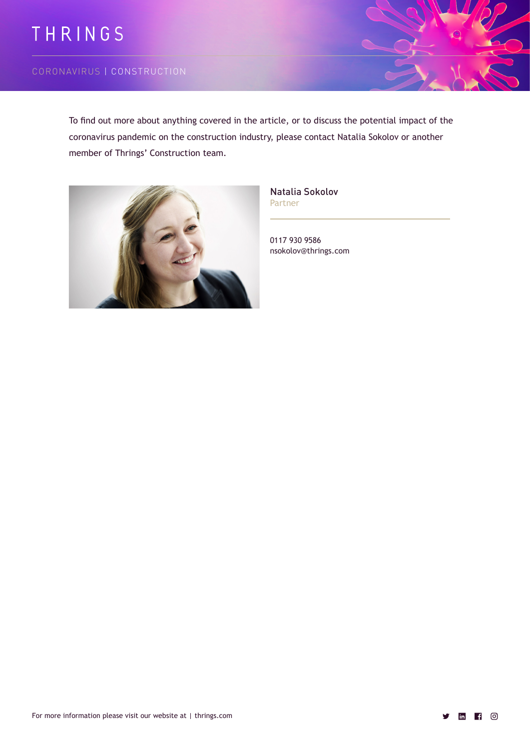To find out more about anything covered in the article, or to discuss the potential impact of the coronavirus pandemic on the construction industry, please contact Natalia Sokolov or another member of Thrings' Construction team.

**Natalia Sokolov**
Partner

0117 930 9586
nsokolov@thrings.com

For more information please visit our website at | thrings.com